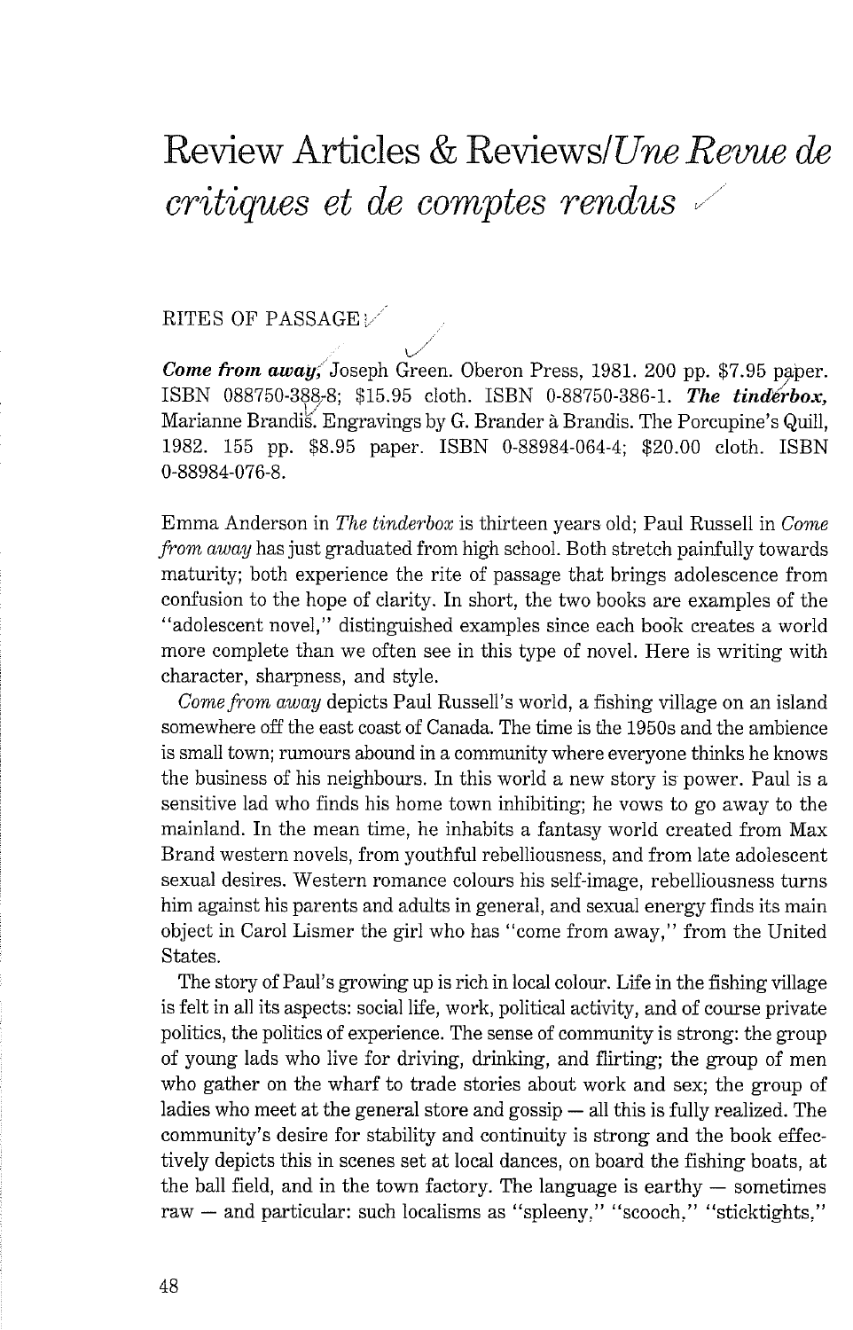# Review Articles & Reviews/*Une Revue de critiques et de comptes rendus*

## RITES OF PASSAGE

***Come from away,*** Joseph Green. Oberon Press, 1981. 200 pp. $7.95 paper. ISBN 088750-388-8; $15.95 cloth. ISBN 0-88750-386-1. ***The tinderbox,*** Marianne Brandis. Engravings by G. Brander à Brandis. The Porcupine's Quill, 1982. 155 pp. $8.95 paper. ISBN 0-88984-064-4; $20.00 cloth. ISBN 0-88984-076-8.

Emma Anderson in *The tinderbox* is thirteen years old; Paul Russell in *Come from away* has just graduated from high school. Both stretch painfully towards maturity; both experience the rite of passage that brings adolescence from confusion to the hope of clarity. In short, the two books are examples of the "adolescent novel," distinguished examples since each book creates a world more complete than we often see in this type of novel. Here is writing with character, sharpness, and style.

*Come from away* depicts Paul Russell's world, a fishing village on an island somewhere off the east coast of Canada. The time is the 1950s and the ambience is small town; rumours abound in a community where everyone thinks he knows the business of his neighbours. In this world a new story is power. Paul is a sensitive lad who finds his home town inhibiting; he vows to go away to the mainland. In the mean time, he inhabits a fantasy world created from Max Brand western novels, from youthful rebelliousness, and from late adolescent sexual desires. Western romance colours his self-image, rebelliousness turns him against his parents and adults in general, and sexual energy finds its main object in Carol Lismer the girl who has "come from away," from the United States.

The story of Paul's growing up is rich in local colour. Life in the fishing village is felt in all its aspects: social life, work, political activity, and of course private politics, the politics of experience. The sense of community is strong: the group of young lads who live for driving, drinking, and flirting; the group of men who gather on the wharf to trade stories about work and sex; the group of ladies who meet at the general store and gossip — all this is fully realized. The community's desire for stability and continuity is strong and the book effectively depicts this in scenes set at local dances, on board the fishing boats, at the ball field, and in the town factory. The language is earthy — sometimes raw — and particular: such localisms as "spleeny," "scooch," "sticktights,"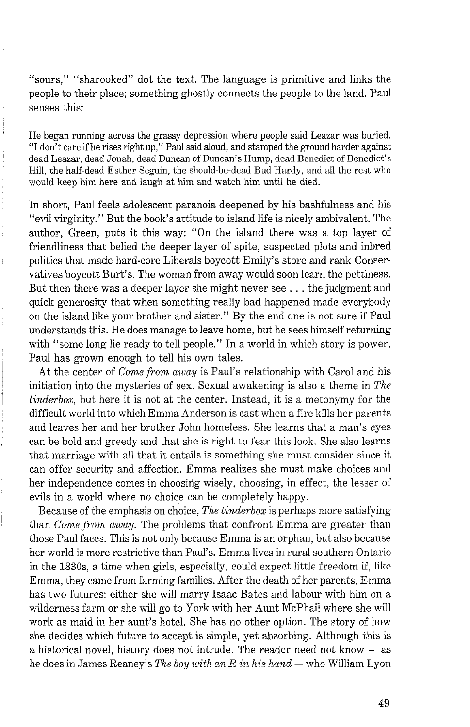"sours," "sharooked" dot the text. The language is primitive and links the people to their place; something ghostly connects the people to the land. Paul senses this:

> He began running across the grassy depression where people said Leazar was buried. "I don't care if he rises right up," Paul said aloud, and stamped the ground harder against dead Leazar, dead Jonah, dead Duncan of Duncan's Hump, dead Benedict of Benedict's Hill, the half-dead Esther Seguin, the should-be-dead Bud Hardy, and all the rest who would keep him here and laugh at him and watch him until he died.

In short, Paul feels adolescent paranoia deepened by his bashfulness and his "evil virginity." But the book's attitude to island life is nicely ambivalent. The author, Green, puts it this way: "On the island there was a top layer of friendliness that belied the deeper layer of spite, suspected plots and inbred politics that made hard-core Liberals boycott Emily's store and rank Conservatives boycott Burt's. The woman from away would soon learn the pettiness. But then there was a deeper layer she might never see . . . the judgment and quick generosity that when something really bad happened made everybody on the island like your brother and sister." By the end one is not sure if Paul understands this. He does manage to leave home, but he sees himself returning with "some long lie ready to tell people." In a world in which story is power, Paul has grown enough to tell his own tales.

At the center of *Come from away* is Paul's relationship with Carol and his initiation into the mysteries of sex. Sexual awakening is also a theme in *The tinderbox*, but here it is not at the center. Instead, it is a metonymy for the difficult world into which Emma Anderson is cast when a fire kills her parents and leaves her and her brother John homeless. She learns that a man's eyes can be bold and greedy and that she is right to fear this look. She also learns that marriage with all that it entails is something she must consider since it can offer security and affection. Emma realizes she must make choices and her independence comes in choosing wisely, choosing, in effect, the lesser of evils in a world where no choice can be completely happy.

Because of the emphasis on choice, *The tinderbox* is perhaps more satisfying than *Come from away*. The problems that confront Emma are greater than those Paul faces. This is not only because Emma is an orphan, but also because her world is more restrictive than Paul's. Emma lives in rural southern Ontario in the 1830s, a time when girls, especially, could expect little freedom if, like Emma, they came from farming families. After the death of her parents, Emma has two futures: either she will marry Isaac Bates and labour with him on a wilderness farm or she will go to York with her Aunt McPhail where she will work as maid in her aunt's hotel. She has no other option. The story of how she decides which future to accept is simple, yet absorbing. Although this is a historical novel, history does not intrude. The reader need not know — as he does in James Reaney's *The boy with an R in his hand* — who William Lyon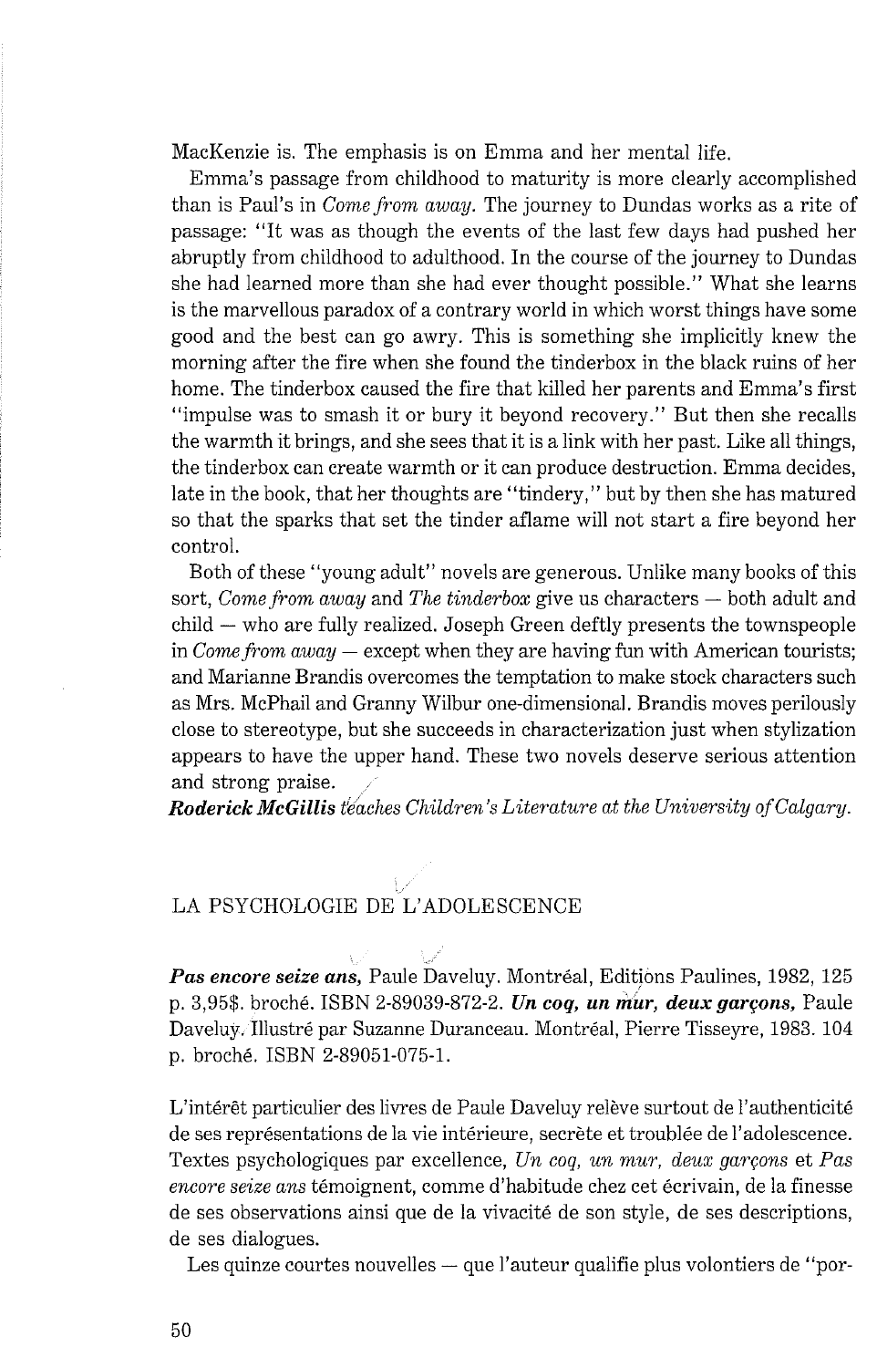MacKenzie is. The emphasis is on Emma and her mental life.

Emma's passage from childhood to maturity is more clearly accomplished than is Paul's in *Come from away*. The journey to Dundas works as a rite of passage: "It was as though the events of the last few days had pushed her abruptly from childhood to adulthood. In the course of the journey to Dundas she had learned more than she had ever thought possible." What she learns is the marvellous paradox of a contrary world in which worst things have some good and the best can go awry. This is something she implicitly knew the morning after the fire when she found the tinderbox in the black ruins of her home. The tinderbox caused the fire that killed her parents and Emma's first "impulse was to smash it or bury it beyond recovery." But then she recalls the warmth it brings, and she sees that it is a link with her past. Like all things, the tinderbox can create warmth or it can produce destruction. Emma decides, late in the book, that her thoughts are "tindery," but by then she has matured so that the sparks that set the tinder aflame will not start a fire beyond her control.

Both of these "young adult" novels are generous. Unlike many books of this sort, *Come from away* and *The tinderbox* give us characters — both adult and child — who are fully realized. Joseph Green deftly presents the townspeople in *Come from away* — except when they are having fun with American tourists; and Marianne Brandis overcomes the temptation to make stock characters such as Mrs. McPhail and Granny Wilbur one-dimensional. Brandis moves perilously close to stereotype, but she succeeds in characterization just when stylization appears to have the upper hand. These two novels deserve serious attention and strong praise.

***Roderick McGillis*** *teaches Children's Literature at the University of Calgary.*

## LA PSYCHOLOGIE DE L'ADOLESCENCE

***Pas encore seize ans,*** Paule Daveluy. Montréal, Editions Paulines, 1982, 125 p. 3,95$. broché. ISBN 2-89039-872-2. ***Un coq, un mur, deux garçons,*** Paule Daveluy. Illustré par Suzanne Duranceau. Montréal, Pierre Tisseyre, 1983. 104 p. broché. ISBN 2-89051-075-1.

L'intérêt particulier des livres de Paule Daveluy relève surtout de l'authenticité de ses représentations de la vie intérieure, secrète et troublée de l'adolescence. Textes psychologiques par excellence, *Un coq, un mur, deux garçons* et *Pas encore seize ans* témoignent, comme d'habitude chez cet écrivain, de la finesse de ses observations ainsi que de la vivacité de son style, de ses descriptions, de ses dialogues.

Les quinze courtes nouvelles — que l'auteur qualifie plus volontiers de "por-